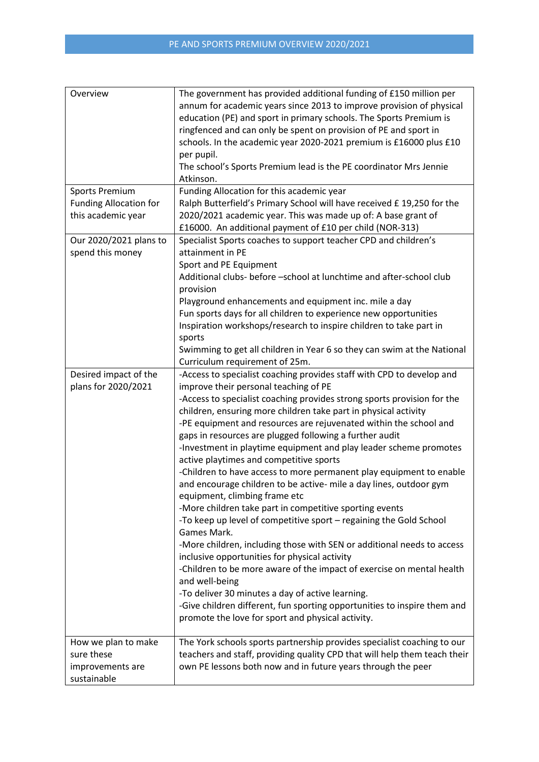# PE AND SPORTS PREMIUM OVERVIEW 2020/2021

| | |
|---|---|
| Overview | The government has provided additional funding of £150 million per annum for academic years since 2013 to improve provision of physical education (PE) and sport in primary schools. The Sports Premium is ringfenced and can only be spent on provision of PE and sport in schools. In the academic year 2020-2021 premium is £16000 plus £10 per pupil.<br>The school's Sports Premium lead is the PE coordinator Mrs Jennie Atkinson. |
| Sports Premium Funding Allocation for this academic year | Funding Allocation for this academic year<br>Ralph Butterfield's Primary School will have received £ 19,250 for the 2020/2021 academic year. This was made up of: A base grant of £16000. An additional payment of £10 per child (NOR-313) |
| Our 2020/2021 plans to spend this money | Specialist Sports coaches to support teacher CPD and children's attainment in PE<br>Sport and PE Equipment<br>Additional clubs- before –school at lunchtime and after-school club provision<br>Playground enhancements and equipment inc. mile a day<br>Fun sports days for all children to experience new opportunities<br>Inspiration workshops/research to inspire children to take part in sports<br>Swimming to get all children in Year 6 so they can swim at the National Curriculum requirement of 25m. |
| Desired impact of the plans for 2020/2021 | -Access to specialist coaching provides staff with CPD to develop and improve their personal teaching of PE<br>-Access to specialist coaching provides strong sports provision for the children, ensuring more children take part in physical activity<br>-PE equipment and resources are rejuvenated within the school and gaps in resources are plugged following a further audit<br>-Investment in playtime equipment and play leader scheme promotes active playtimes and competitive sports<br>-Children to have access to more permanent play equipment to enable and encourage children to be active- mile a day lines, outdoor gym equipment, climbing frame etc<br>-More children take part in competitive sporting events<br>-To keep up level of competitive sport – regaining the Gold School Games Mark.<br>-More children, including those with SEN or additional needs to access inclusive opportunities for physical activity<br>-Children to be more aware of the impact of exercise on mental health and well-being<br>-To deliver 30 minutes a day of active learning.<br>-Give children different, fun sporting opportunities to inspire them and promote the love for sport and physical activity. |
| How we plan to make sure these improvements are sustainable | The York schools sports partnership provides specialist coaching to our teachers and staff, providing quality CPD that will help them teach their own PE lessons both now and in future years through the peer |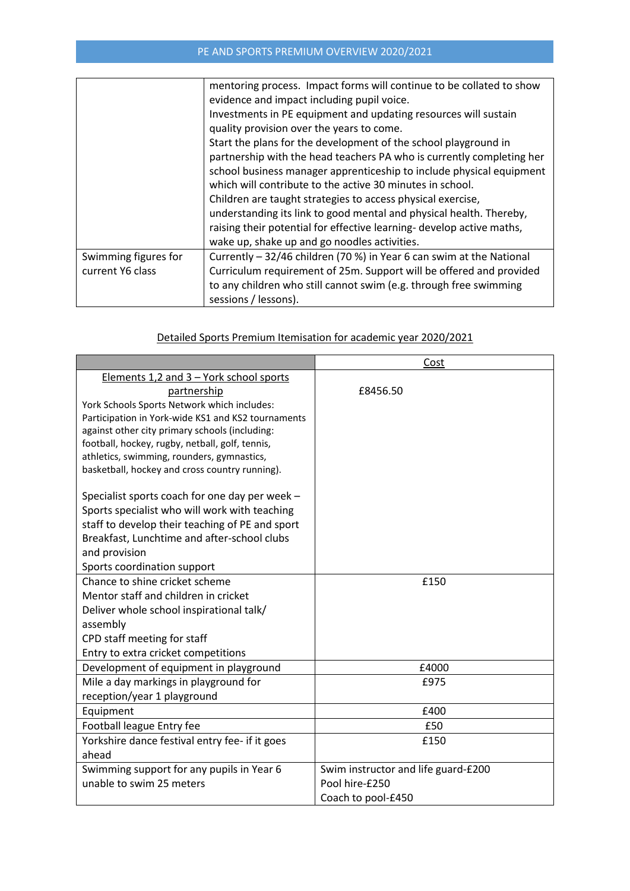| | |
|---|---|
| | mentoring process. Impact forms will continue to be collated to show evidence and impact including pupil voice.<br>Investments in PE equipment and updating resources will sustain quality provision over the years to come.<br>Start the plans for the development of the school playground in partnership with the head teachers PA who is currently completing her school business manager apprenticeship to include physical equipment which will contribute to the active 30 minutes in school.<br>Children are taught strategies to access physical exercise, understanding its link to good mental and physical health. Thereby, raising their potential for effective learning- develop active maths, wake up, shake up and go noodles activities. |
| Swimming figures for current Y6 class | Currently – 32/46 children (70 %) in Year 6 can swim at the National Curriculum requirement of 25m. Support will be offered and provided to any children who still cannot swim (e.g. through free swimming sessions / lessons). |

## Detailed Sports Premium Itemisation for academic year 2020/2021

| | Cost |
|---|---|
| Elements 1,2 and 3 – York school sports partnership<br>York Schools Sports Network which includes: Participation in York-wide KS1 and KS2 tournaments against other city primary schools (including: football, hockey, rugby, netball, golf, tennis, athletics, swimming, rounders, gymnastics, basketball, hockey and cross country running).<br><br>Specialist sports coach for one day per week – Sports specialist who will work with teaching staff to develop their teaching of PE and sport Breakfast, Lunchtime and after-school clubs and provision<br>Sports coordination support | £8456.50 |
| Chance to shine cricket scheme<br>Mentor staff and children in cricket<br>Deliver whole school inspirational talk/ assembly<br>CPD staff meeting for staff<br>Entry to extra cricket competitions | £150 |
| Development of equipment in playground | £4000 |
| Mile a day markings in playground for reception/year 1 playground | £975 |
| Equipment | £400 |
| Football league Entry fee | £50 |
| Yorkshire dance festival entry fee- if it goes ahead | £150 |
| Swimming support for any pupils in Year 6 unable to swim 25 meters | Swim instructor and life guard-£200<br>Pool hire-£250<br>Coach to pool-£450 |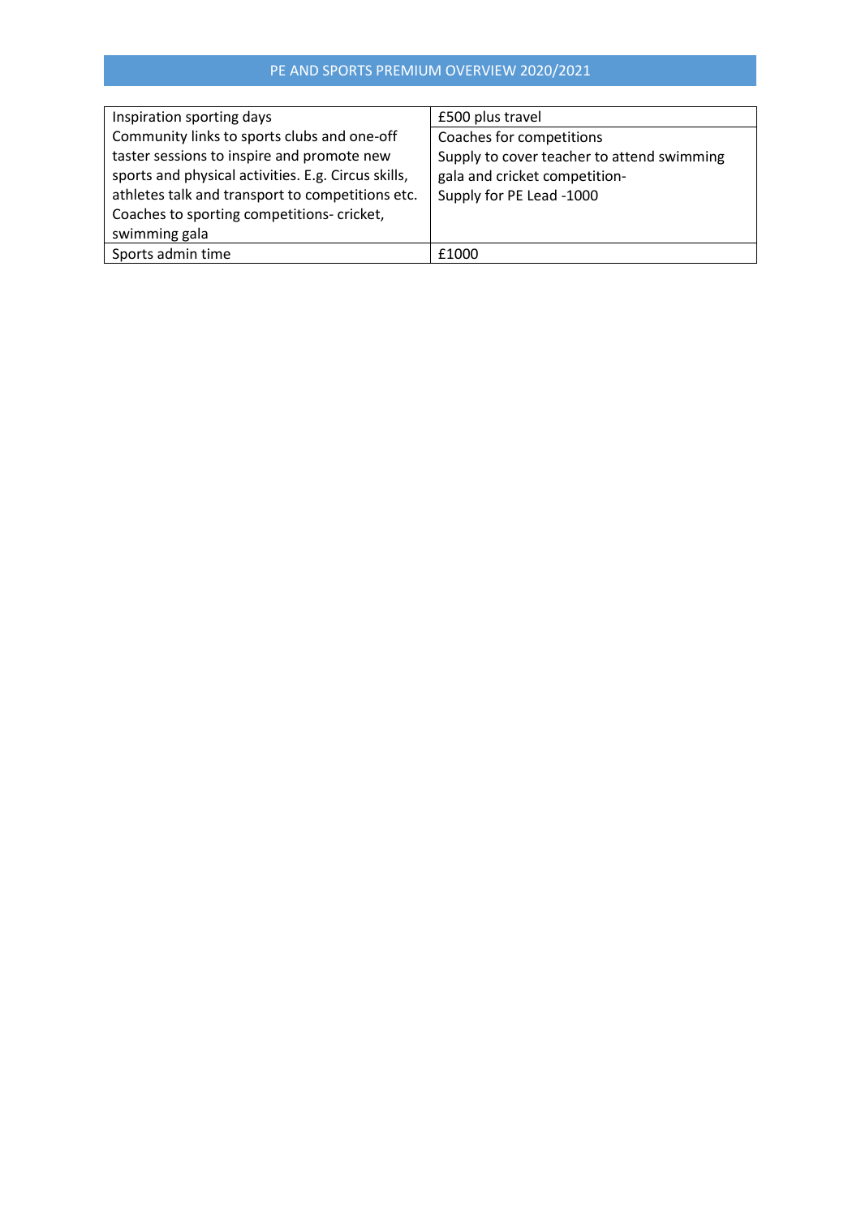## PE AND SPORTS PREMIUM OVERVIEW 2020/2021

| | |
|---|---|
| Inspiration sporting days<br>Community links to sports clubs and one-off taster sessions to inspire and promote new sports and physical activities. E.g. Circus skills, athletes talk and transport to competitions etc.<br>Coaches to sporting competitions- cricket, swimming gala | £500 plus travel<br>Coaches for competitions<br>Supply to cover teacher to attend swimming gala and cricket competition-<br>Supply for PE Lead -1000 |
| Sports admin time | £1000 |